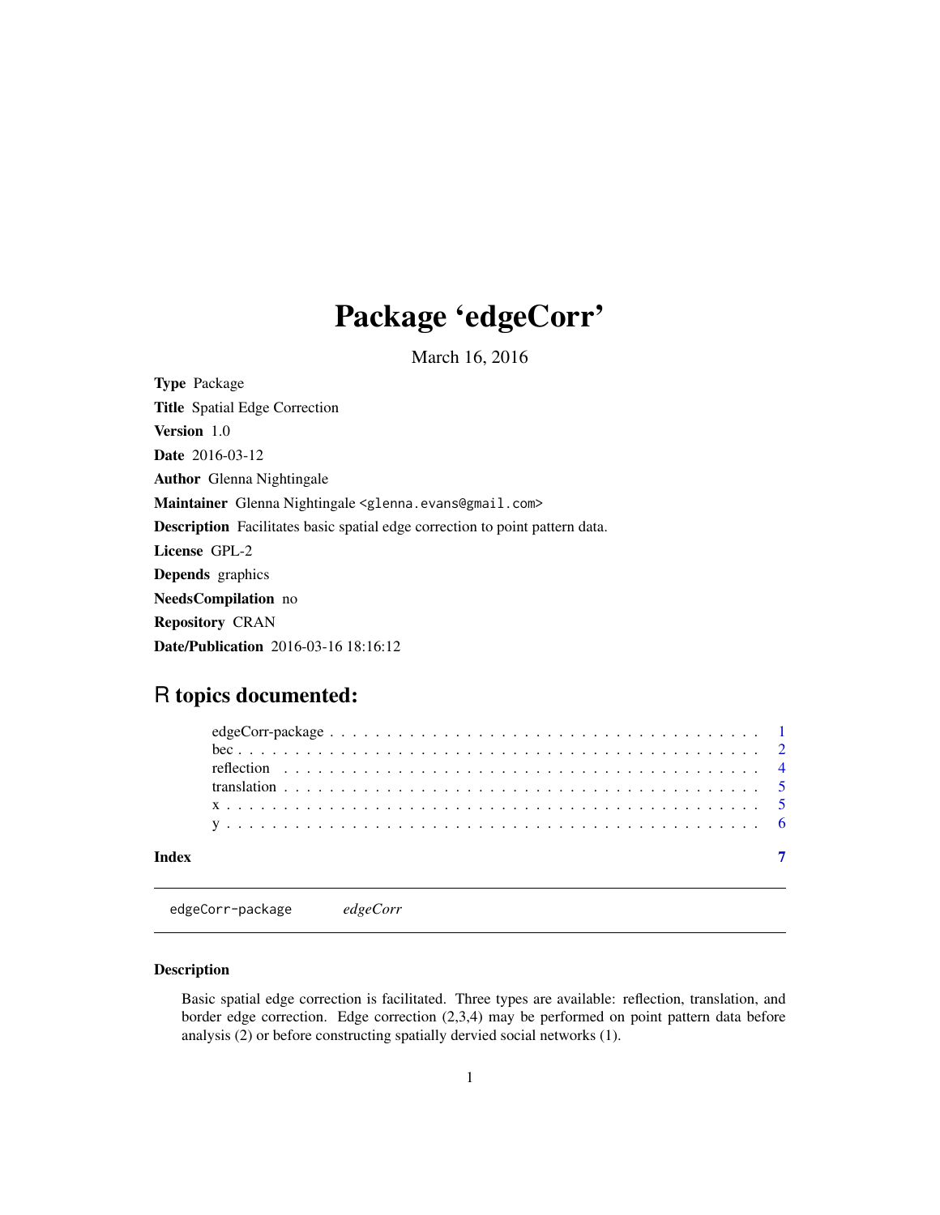# Package 'edgeCorr'

March 16, 2016

**Type** Package

**Title** Spatial Edge Correction

**Version** 1.0

**Date** 2016-03-12

**Author** Glenna Nightingale

**Maintainer** Glenna Nightingale <glenna.evans@gmail.com>

**Description** Facilitates basic spatial edge correction to point pattern data.

**License** GPL-2

**Depends** graphics

**NeedsCompilation** no

**Repository** CRAN

**Date/Publication** 2016-03-16 18:16:12

## R topics documented:

| | |
|---|---|
| edgeCorr-package | 1 |
| bec | 2 |
| reflection | 4 |
| translation | 5 |
| x | 5 |
| y | 6 |
| **Index** | **7** |

---

edgeCorr-package &nbsp;&nbsp;&nbsp; *edgeCorr*

---

### Description

Basic spatial edge correction is facilitated. Three types are available: reflection, translation, and border edge correction. Edge correction (2,3,4) may be performed on point pattern data before analysis (2) or before constructing spatially dervied social networks (1).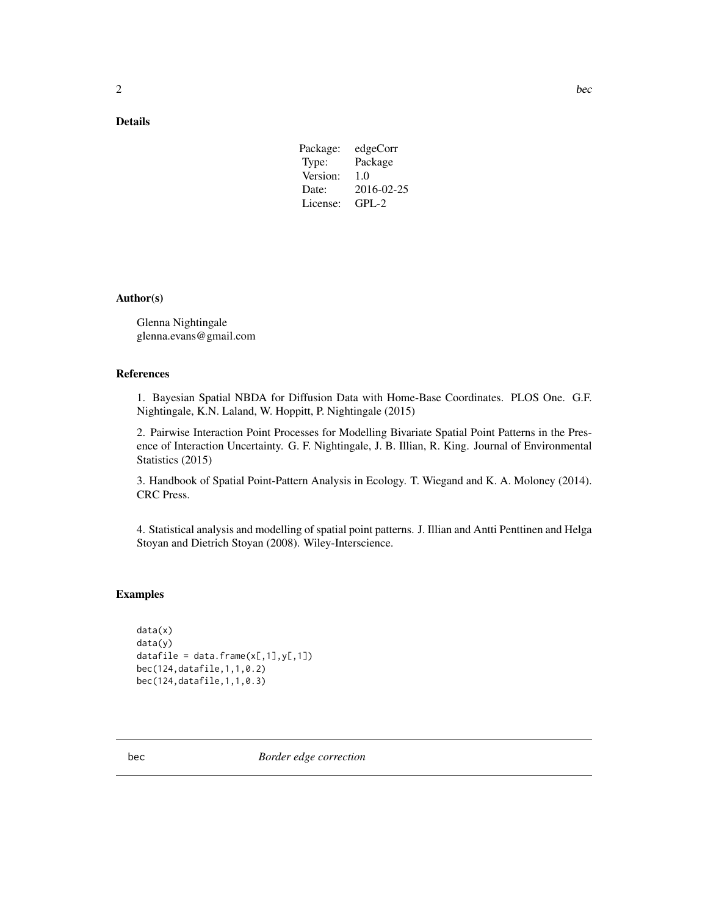## Details

| Package: | edgeCorr |
|---|---|
| Type: | Package |
| Version: | 1.0 |
| Date: | 2016-02-25 |
| License: | GPL-2 |

## Author(s)

Glenna Nightingale
glenna.evans@gmail.com

## References

1. Bayesian Spatial NBDA for Diffusion Data with Home-Base Coordinates. PLOS One. G.F. Nightingale, K.N. Laland, W. Hoppitt, P. Nightingale (2015)

2. Pairwise Interaction Point Processes for Modelling Bivariate Spatial Point Patterns in the Presence of Interaction Uncertainty. G. F. Nightingale, J. B. Illian, R. King. Journal of Environmental Statistics (2015)

3. Handbook of Spatial Point-Pattern Analysis in Ecology. T. Wiegand and K. A. Moloney (2014). CRC Press.

4. Statistical analysis and modelling of spatial point patterns. J. Illian and Antti Penttinen and Helga Stoyan and Dietrich Stoyan (2008). Wiley-Interscience.

## Examples

```
data(x)
data(y)
datafile = data.frame(x[,1],y[,1])
bec(124,datafile,1,1,0.2)
bec(124,datafile,1,1,0.3)
```

---

# bec *Border edge correction*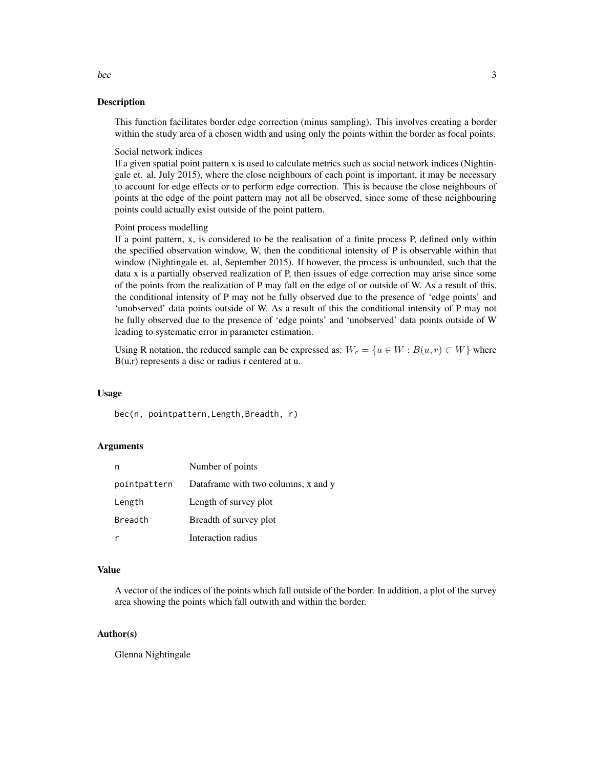## Description

This function facilitates border edge correction (minus sampling). This involves creating a border within the study area of a chosen width and using only the points within the border as focal points.

Social network indices
If a given spatial point pattern x is used to calculate metrics such as social network indices (Nightingale et. al, July 2015), where the close neighbours of each point is important, it may be necessary to account for edge effects or to perform edge correction. This is because the close neighbours of points at the edge of the point pattern may not all be observed, since some of these neighbouring points could actually exist outside of the point pattern.

Point process modelling
If a point pattern, x, is considered to be the realisation of a finite process P, defined only within the specified observation window, W, then the conditional intensity of P is observable within that window (Nightingale et. al, September 2015). If however, the process is unbounded, such that the data x is a partially observed realization of P, then issues of edge correction may arise since some of the points from the realization of P may fall on the edge of or outside of W. As a result of this, the conditional intensity of P may not be fully observed due to the presence of 'edge points' and 'unobserved' data points outside of W. As a result of this the conditional intensity of P may not be fully observed due to the presence of 'edge points' and 'unobserved' data points outside of W leading to systematic error in parameter estimation.

Using R notation, the reduced sample can be expressed as: $W_r = \{u \in W : B(u, r) \subset W\}$ where B(u,r) represents a disc or radius r centered at u.

## Usage

```
bec(n, pointpattern,Length,Breadth, r)
```

## Arguments

| | |
|---|---|
| n | Number of points |
| pointpattern | Dataframe with two columns, x and y |
| Length | Length of survey plot |
| Breadth | Breadth of survey plot |
| r | Interaction radius |

## Value

A vector of the indices of the points which fall outside of the border. In addition, a plot of the survey area showing the points which fall outwith and within the border.

## Author(s)

Glenna Nightingale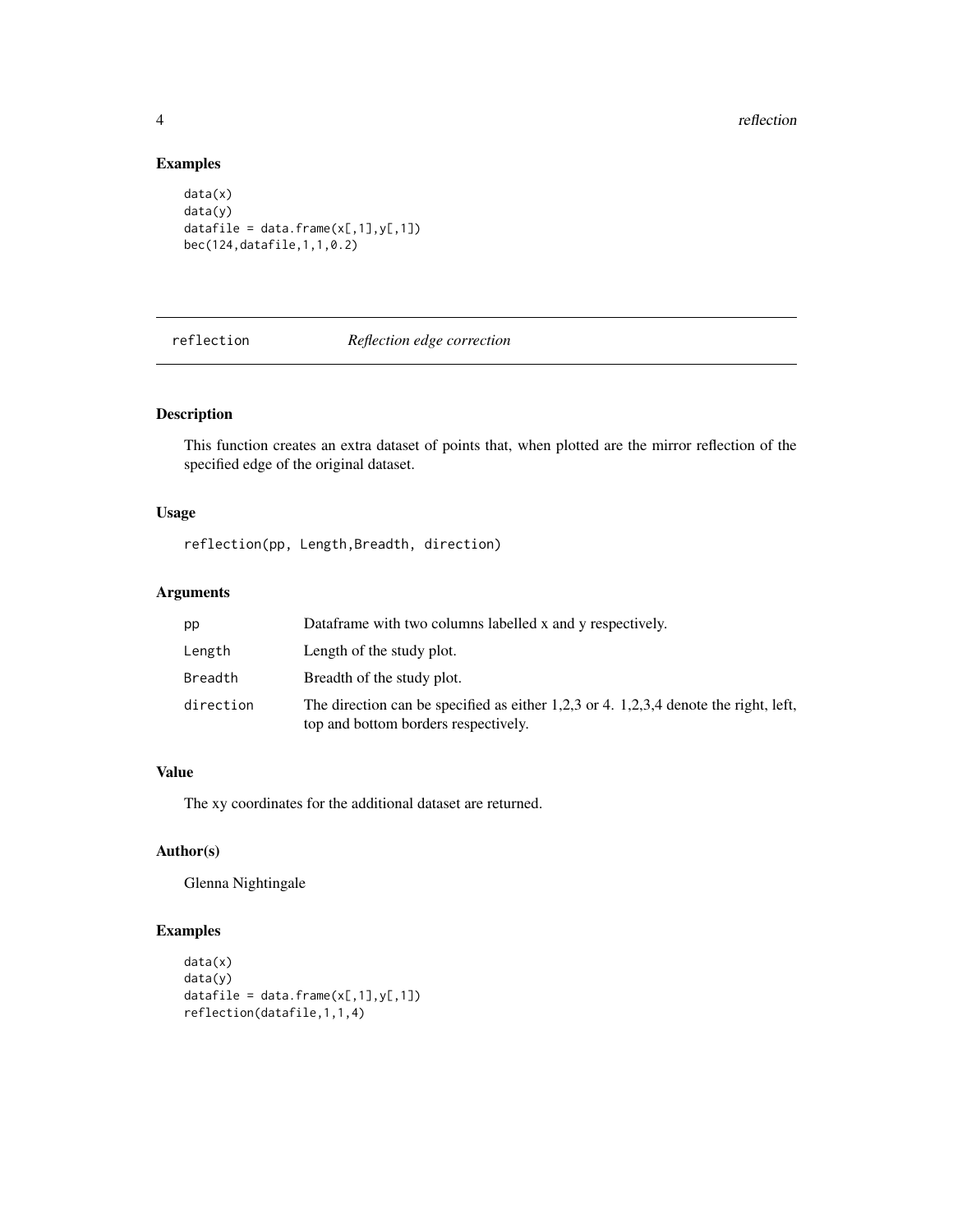### Examples

```
data(x)
data(y)
datafile = data.frame(x[,1],y[,1])
bec(124,datafile,1,1,0.2)
```

---

## reflection *Reflection edge correction*

---

### Description

This function creates an extra dataset of points that, when plotted are the mirror reflection of the specified edge of the original dataset.

### Usage

```
reflection(pp, Length,Breadth, direction)
```

### Arguments

| | |
|---|---|
| pp | Dataframe with two columns labelled x and y respectively. |
| Length | Length of the study plot. |
| Breadth | Breadth of the study plot. |
| direction | The direction can be specified as either 1,2,3 or 4. 1,2,3,4 denote the right, left, top and bottom borders respectively. |

### Value

The xy coordinates for the additional dataset are returned.

### Author(s)

Glenna Nightingale

### Examples

```
data(x)
data(y)
datafile = data.frame(x[,1],y[,1])
reflection(datafile,1,1,4)
```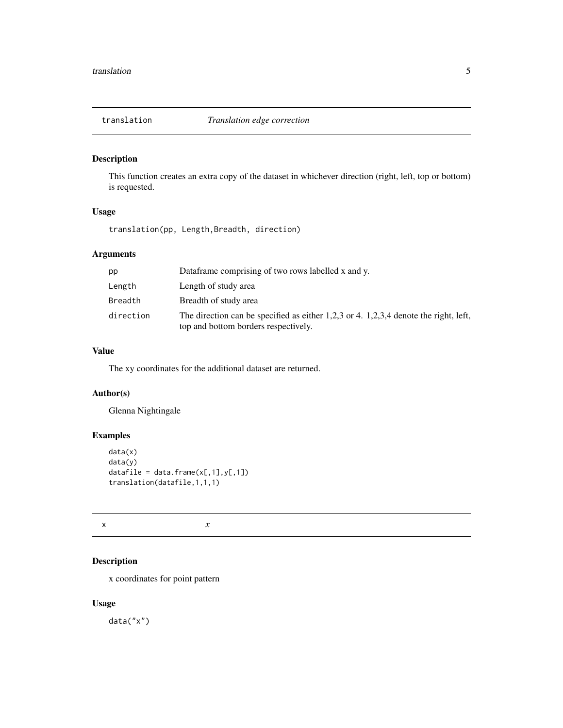## translation *Translation edge correction*

### Description

This function creates an extra copy of the dataset in whichever direction (right, left, top or bottom) is requested.

### Usage

```
translation(pp, Length,Breadth, direction)
```

### Arguments

| | |
|---|---|
| pp | Dataframe comprising of two rows labelled x and y. |
| Length | Length of study area |
| Breadth | Breadth of study area |
| direction | The direction can be specified as either 1,2,3 or 4. 1,2,3,4 denote the right, left, top and bottom borders respectively. |

### Value

The xy coordinates for the additional dataset are returned.

### Author(s)

Glenna Nightingale

### Examples

```
data(x)
data(y)
datafile = data.frame(x[,1],y[,1])
translation(datafile,1,1,1)
```

## x *x*

### Description

x coordinates for point pattern

### Usage

```
data("x")
```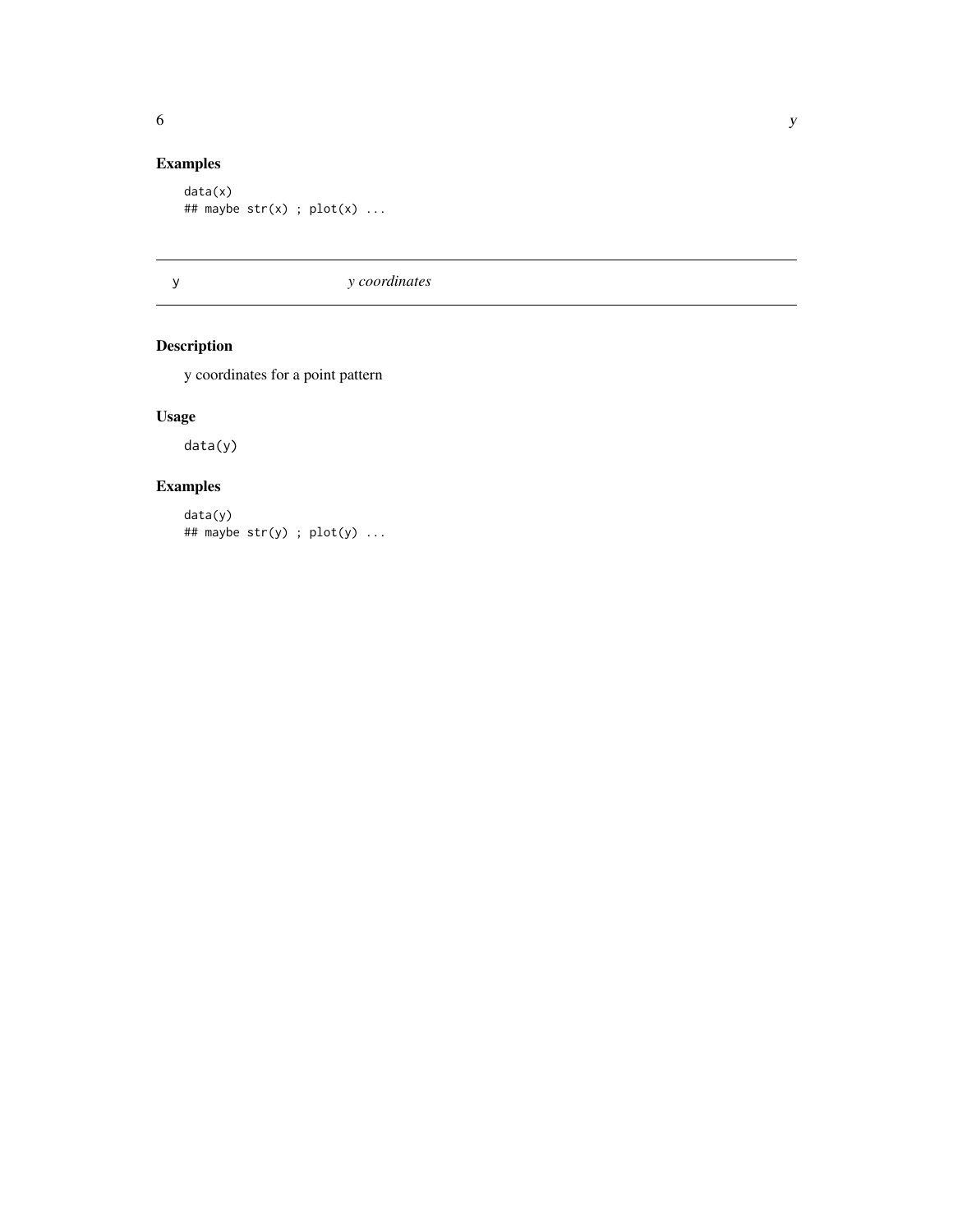### Examples

```
data(x)
## maybe str(x) ; plot(x) ...
```

---

## y — *y coordinates*

---

### Description

y coordinates for a point pattern

### Usage

```
data(y)
```

### Examples

```
data(y)
## maybe str(y) ; plot(y) ...
```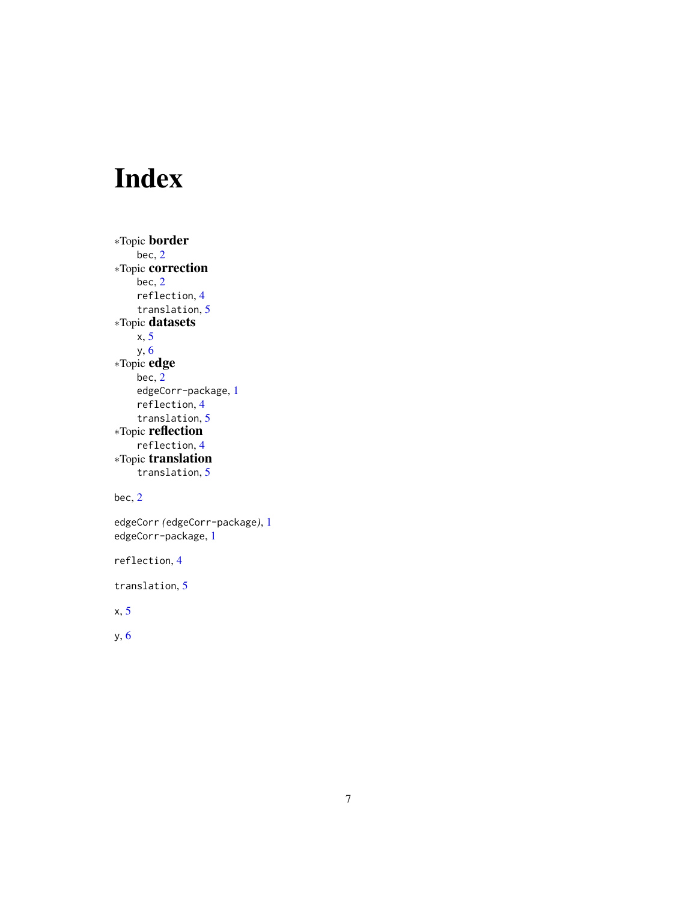# Index

*Topic **border**
  bec, 2
*Topic **correction**
  bec, 2
  reflection, 4
  translation, 5
*Topic **datasets**
  x, 5
  y, 6
*Topic **edge**
  bec, 2
  edgeCorr-package, 1
  reflection, 4
  translation, 5
*Topic **reflection**
  reflection, 4
*Topic **translation**
  translation, 5

bec, 2

edgeCorr *(*edgeCorr-package*)*, 1
edgeCorr-package, 1

reflection, 4

translation, 5

x, 5

y, 6